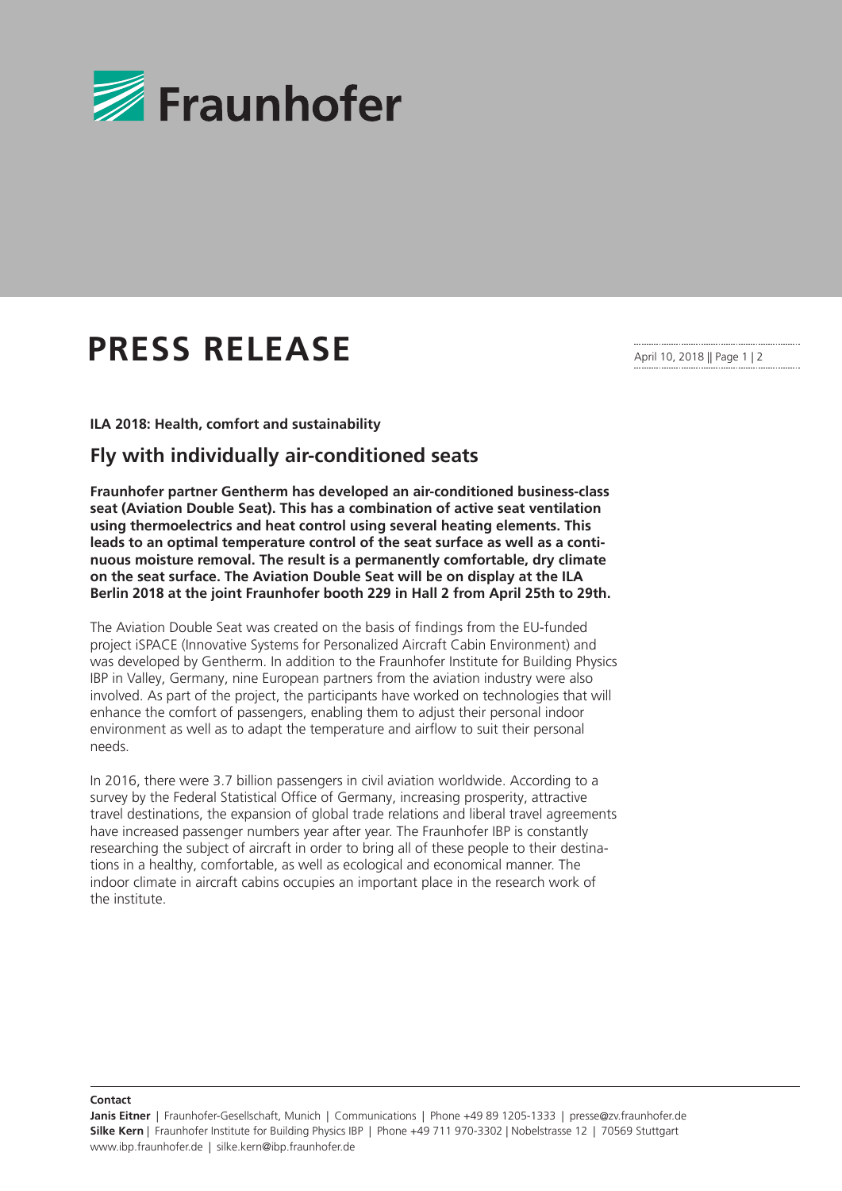# PRESS RELEASE

April 10, 2018

**ILA 2018: Health, comfort and sustainability**

## Fly with individually air-conditioned seats

**Fraunhofer partner Gentherm has developed an air-conditioned business-class seat (Aviation Double Seat). This has a combination of active seat ventilation using thermoelectrics and heat control using several heating elements. This leads to an optimal temperature control of the seat surface as well as a continuous moisture removal. The result is a permanently comfortable, dry climate on the seat surface. The Aviation Double Seat will be on display at the ILA Berlin 2018 at the joint Fraunhofer booth 229 in Hall 2 from April 25th to 29th.**

The Aviation Double Seat was created on the basis of findings from the EU-funded project iSPACE (Innovative Systems for Personalized Aircraft Cabin Environment) and was developed by Gentherm. In addition to the Fraunhofer Institute for Building Physics IBP in Valley, Germany, nine European partners from the aviation industry were also involved. As part of the project, the participants have worked on technologies that will enhance the comfort of passengers, enabling them to adjust their personal indoor environment as well as to adapt the temperature and airflow to suit their personal needs.

In 2016, there were 3.7 billion passengers in civil aviation worldwide. According to a survey by the Federal Statistical Office of Germany, increasing prosperity, attractive travel destinations, the expansion of global trade relations and liberal travel agreements have increased passenger numbers year after year. The Fraunhofer IBP is constantly researching the subject of aircraft in order to bring all of these people to their destinations in a healthy, comfortable, as well as ecological and economical manner. The indoor climate in aircraft cabins occupies an important place in the research work of the institute.

**Contact**

**Janis Eitner** | Fraunhofer-Gesellschaft, Munich | Communications | Phone +49 89 1205-1333 | presse@zv.fraunhofer.de
**Silke Kern** | Fraunhofer Institute for Building Physics IBP | Phone +49 711 970-3302 | Nobelstrasse 12 | 70569 Stuttgart
www.ibp.fraunhofer.de | silke.kern@ibp.fraunhofer.de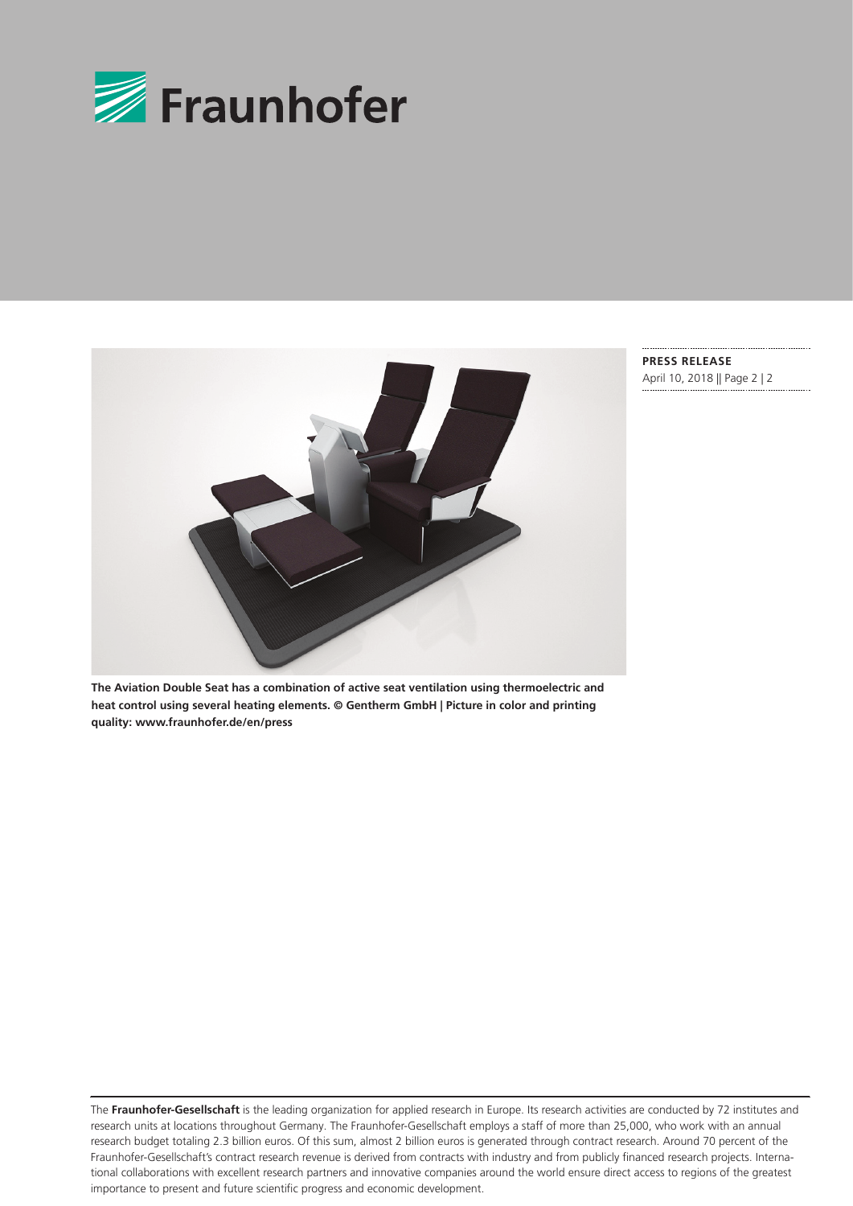The Aviation Double Seat has a combination of active seat ventilation using thermoelectric and heat control using several heating elements. © Gentherm GmbH | Picture in color and printing quality: www.fraunhofer.de/en/press

The **Fraunhofer-Gesellschaft** is the leading organization for applied research in Europe. Its research activities are conducted by 72 institutes and research units at locations throughout Germany. The Fraunhofer-Gesellschaft employs a staff of more than 25,000, who work with an annual research budget totaling 2.3 billion euros. Of this sum, almost 2 billion euros is generated through contract research. Around 70 percent of the Fraunhofer-Gesellschaft's contract research revenue is derived from contracts with industry and from publicly financed research projects. International collaborations with excellent research partners and innovative companies around the world ensure direct access to regions of the greatest importance to present and future scientific progress and economic development.